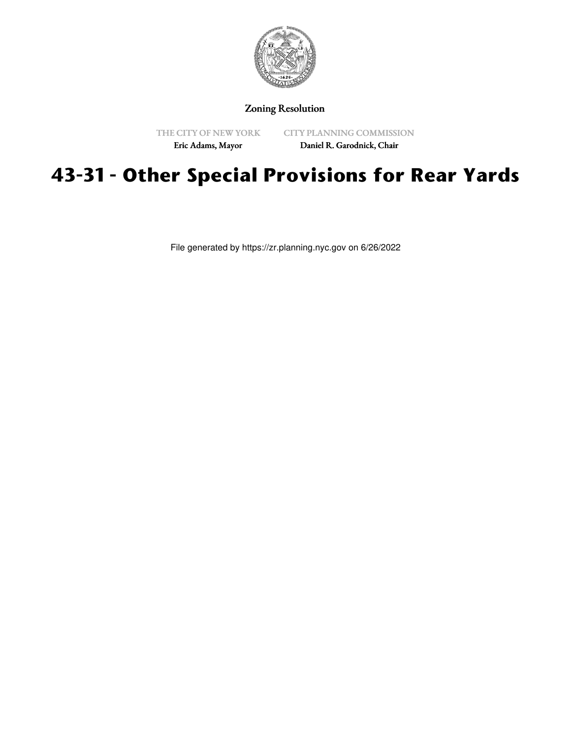Zoning Resolution

THE CITY OF NEW YORK
Eric Adams, Mayor

CITY PLANNING COMMISSION
Daniel R. Garodnick, Chair

# 43-31 - Other Special Provisions for Rear Yards

File generated by https://zr.planning.nyc.gov on 6/26/2022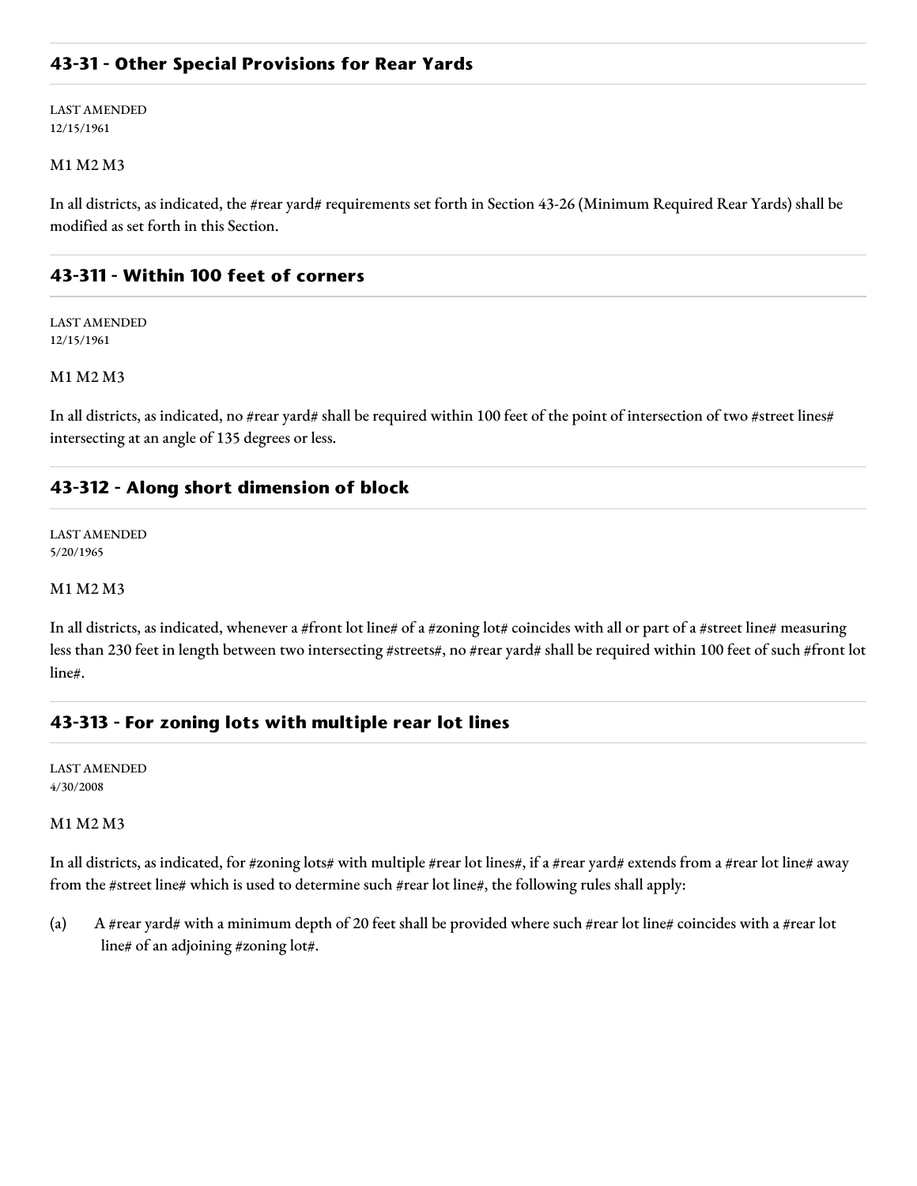## 43-31 - Other Special Provisions for Rear Yards

LAST AMENDED
12/15/1961

M1 M2 M3

In all districts, as indicated, the #rear yard# requirements set forth in Section 43-26 (Minimum Required Rear Yards) shall be modified as set forth in this Section.

## 43-311 - Within 100 feet of corners

LAST AMENDED
12/15/1961

M1 M2 M3

In all districts, as indicated, no #rear yard# shall be required within 100 feet of the point of intersection of two #street lines# intersecting at an angle of 135 degrees or less.

## 43-312 - Along short dimension of block

LAST AMENDED
5/20/1965

M1 M2 M3

In all districts, as indicated, whenever a #front lot line# of a #zoning lot# coincides with all or part of a #street line# measuring less than 230 feet in length between two intersecting #streets#, no #rear yard# shall be required within 100 feet of such #front lot line#.

## 43-313 - For zoning lots with multiple rear lot lines

LAST AMENDED
4/30/2008

M1 M2 M3

In all districts, as indicated, for #zoning lots# with multiple #rear lot lines#, if a #rear yard# extends from a #rear lot line# away from the #street line# which is used to determine such #rear lot line#, the following rules shall apply:

(a) A #rear yard# with a minimum depth of 20 feet shall be provided where such #rear lot line# coincides with a #rear lot line# of an adjoining #zoning lot#.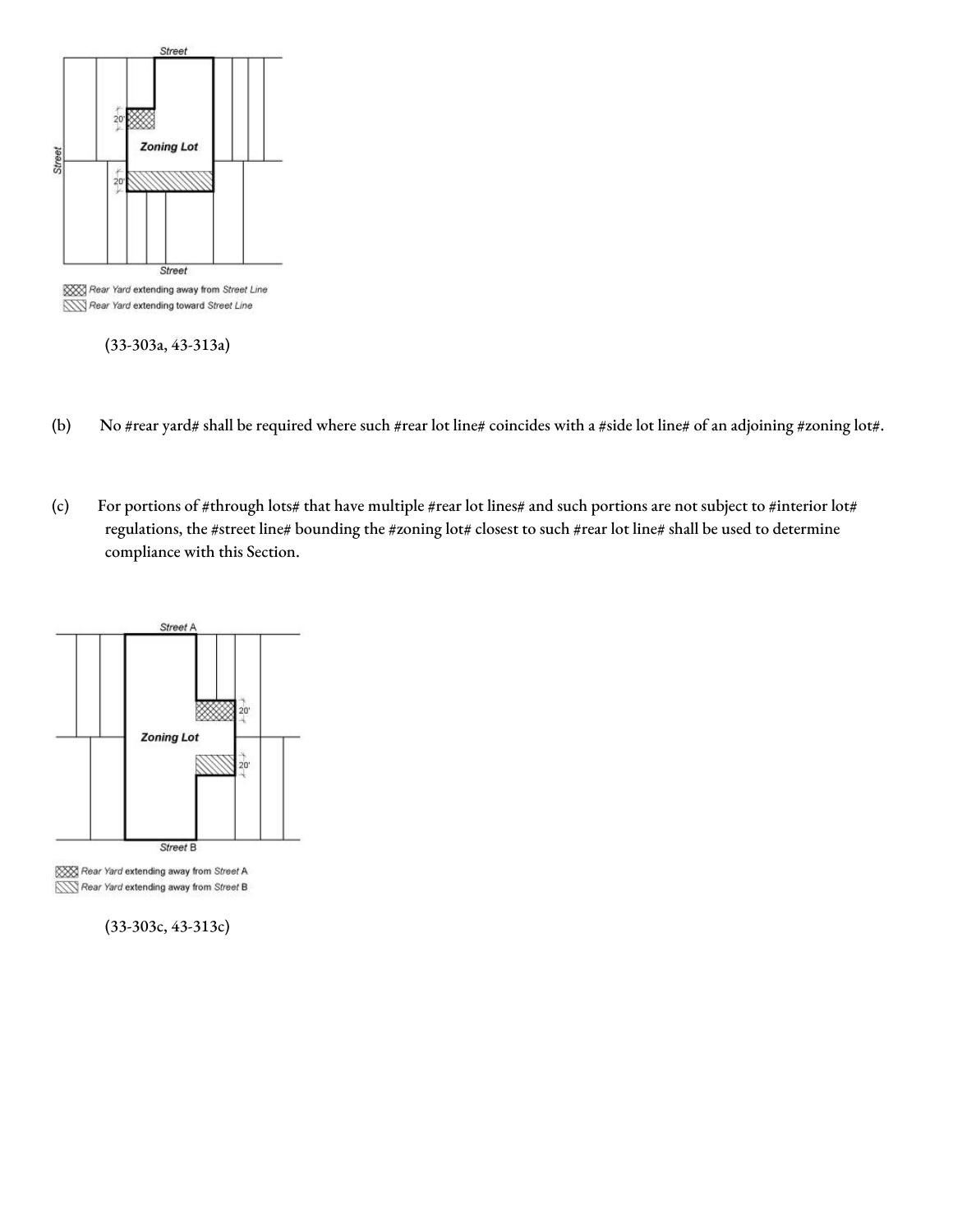Street

Street

Zoning Lot

20'

20'

Street

Rear Yard extending away from Street Line

Rear Yard extending toward Street Line

(33-303a, 43-313a)

(b) No #rear yard# shall be required where such #rear lot line# coincides with a #side lot line# of an adjoining #zoning lot#.

(c) For portions of #through lots# that have multiple #rear lot lines# and such portions are not subject to #interior lot# regulations, the #street line# bounding the #zoning lot# closest to such #rear lot line# shall be used to determine compliance with this Section.

Street A

Zoning Lot

20'

20'

Street B

Rear Yard extending away from Street A

Rear Yard extending away from Street B

(33-303c, 43-313c)